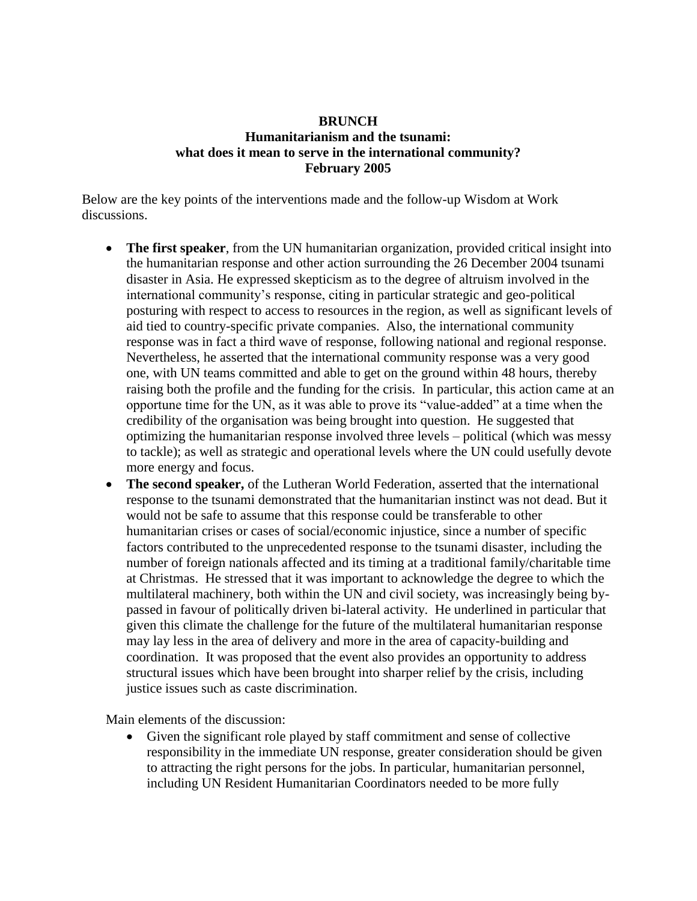**BRUNCH**
**Humanitarianism and the tsunami:**
**what does it mean to serve in the international community?**
**February 2005**

Below are the key points of the interventions made and the follow-up Wisdom at Work discussions.

- **The first speaker**, from the UN humanitarian organization, provided critical insight into the humanitarian response and other action surrounding the 26 December 2004 tsunami disaster in Asia. He expressed skepticism as to the degree of altruism involved in the international community's response, citing in particular strategic and geo-political posturing with respect to access to resources in the region, as well as significant levels of aid tied to country-specific private companies. Also, the international community response was in fact a third wave of response, following national and regional response. Nevertheless, he asserted that the international community response was a very good one, with UN teams committed and able to get on the ground within 48 hours, thereby raising both the profile and the funding for the crisis. In particular, this action came at an opportune time for the UN, as it was able to prove its "value-added" at a time when the credibility of the organisation was being brought into question. He suggested that optimizing the humanitarian response involved three levels – political (which was messy to tackle); as well as strategic and operational levels where the UN could usefully devote more energy and focus.
- **The second speaker,** of the Lutheran World Federation, asserted that the international response to the tsunami demonstrated that the humanitarian instinct was not dead. But it would not be safe to assume that this response could be transferable to other humanitarian crises or cases of social/economic injustice, since a number of specific factors contributed to the unprecedented response to the tsunami disaster, including the number of foreign nationals affected and its timing at a traditional family/charitable time at Christmas. He stressed that it was important to acknowledge the degree to which the multilateral machinery, both within the UN and civil society, was increasingly being by-passed in favour of politically driven bi-lateral activity. He underlined in particular that given this climate the challenge for the future of the multilateral humanitarian response may lay less in the area of delivery and more in the area of capacity-building and coordination. It was proposed that the event also provides an opportunity to address structural issues which have been brought into sharper relief by the crisis, including justice issues such as caste discrimination.

Main elements of the discussion:

- Given the significant role played by staff commitment and sense of collective responsibility in the immediate UN response, greater consideration should be given to attracting the right persons for the jobs. In particular, humanitarian personnel, including UN Resident Humanitarian Coordinators needed to be more fully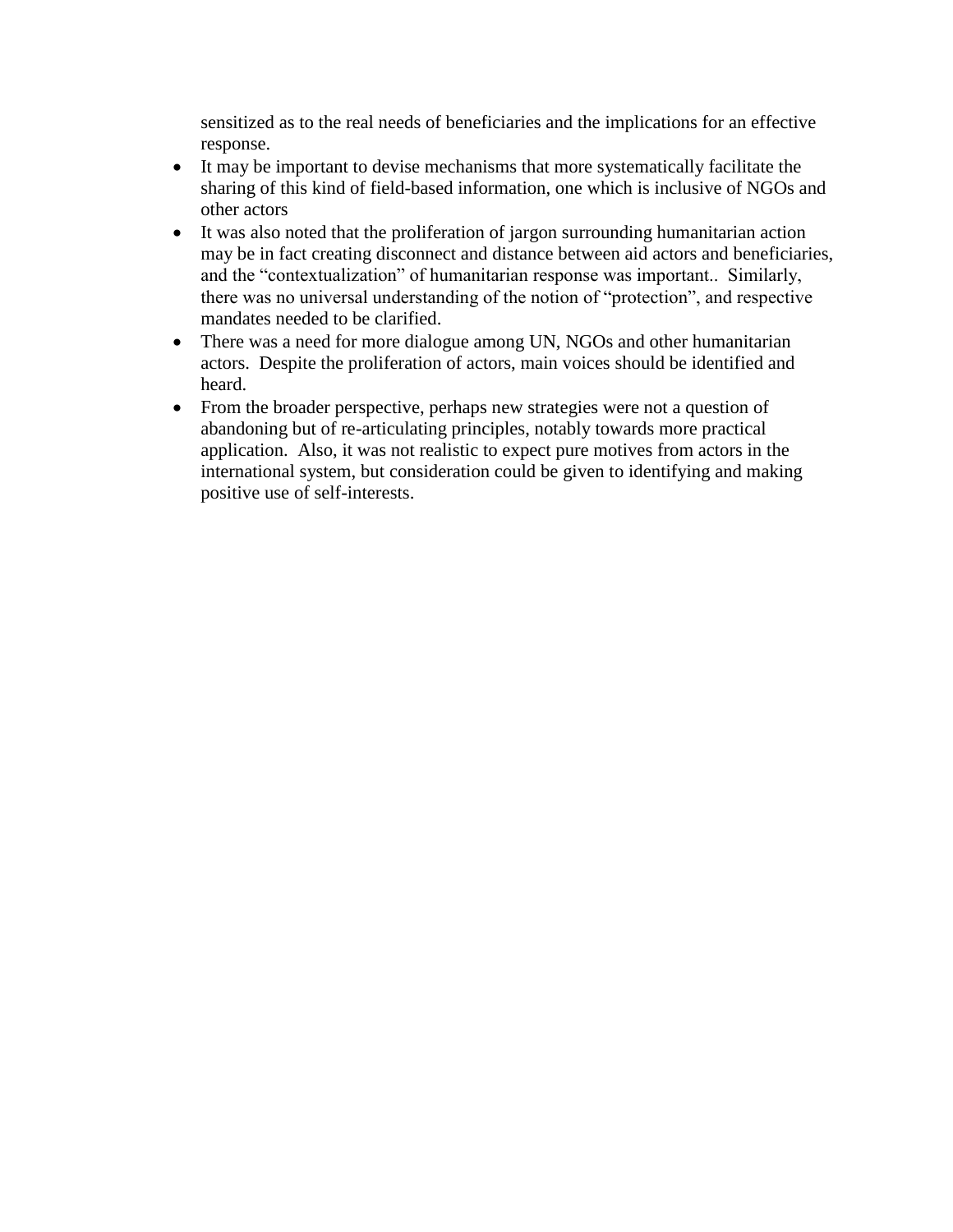sensitized as to the real needs of beneficiaries and the implications for an effective response.

- It may be important to devise mechanisms that more systematically facilitate the sharing of this kind of field-based information, one which is inclusive of NGOs and other actors
- It was also noted that the proliferation of jargon surrounding humanitarian action may be in fact creating disconnect and distance between aid actors and beneficiaries, and the "contextualization" of humanitarian response was important.. Similarly, there was no universal understanding of the notion of "protection", and respective mandates needed to be clarified.
- There was a need for more dialogue among UN, NGOs and other humanitarian actors. Despite the proliferation of actors, main voices should be identified and heard.
- From the broader perspective, perhaps new strategies were not a question of abandoning but of re-articulating principles, notably towards more practical application. Also, it was not realistic to expect pure motives from actors in the international system, but consideration could be given to identifying and making positive use of self-interests.